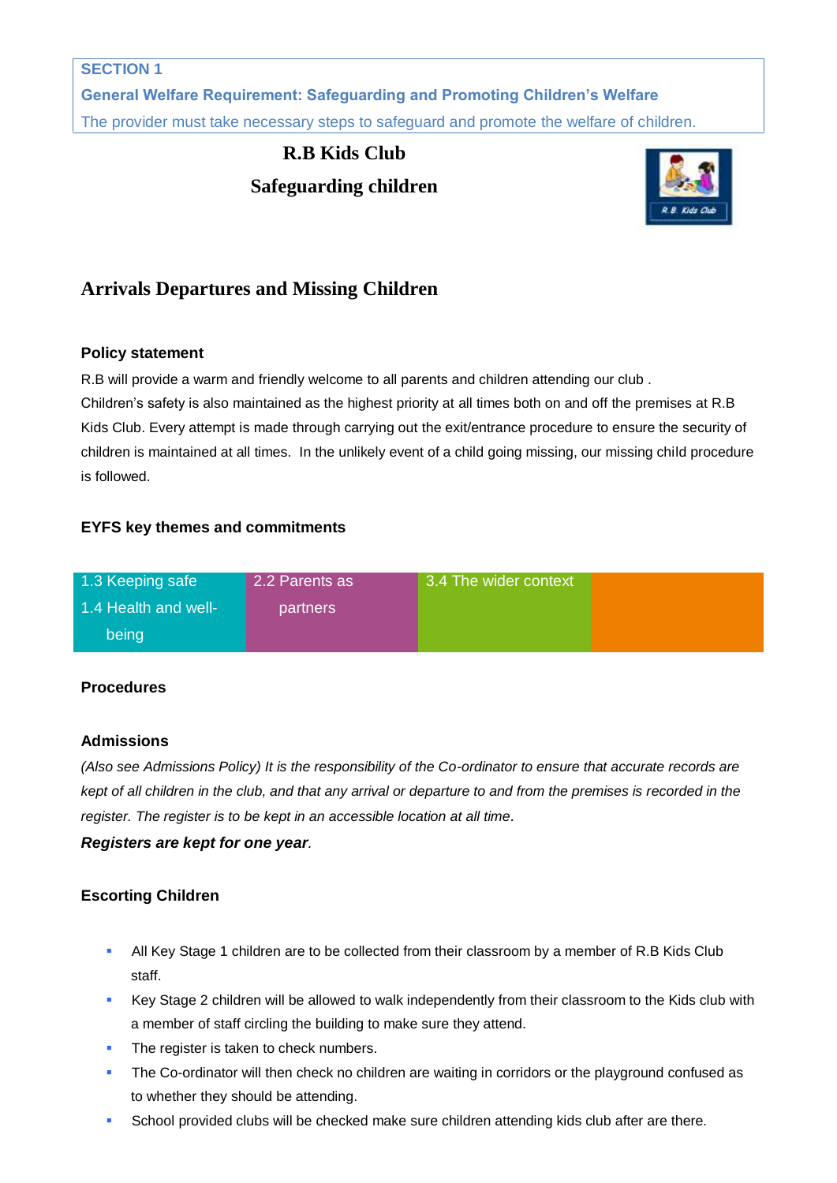**SECTION 1**

**General Welfare Requirement: Safeguarding and Promoting Children's Welfare**

The provider must take necessary steps to safeguard and promote the welfare of children.

# R.B Kids Club

## Safeguarding children

## Arrivals Departures and Missing Children

### Policy statement

R.B will provide a warm and friendly welcome to all parents and children attending our club . Children's safety is also maintained as the highest priority at all times both on and off the premises at R.B Kids Club. Every attempt is made through carrying out the exit/entrance procedure to ensure the security of children is maintained at all times. In the unlikely event of a child going missing, our missing child procedure is followed.

### EYFS key themes and commitments

| 1.3 Keeping safe<br>1.4 Health and well-being | 2.2 Parents as partners | 3.4 The wider context | |
|---|---|---|---|

### Procedures

### Admissions

*(Also see Admissions Policy) It is the responsibility of the Co-ordinator to ensure that accurate records are kept of all children in the club, and that any arrival or departure to and from the premises is recorded in the register. The register is to be kept in an accessible location at all time.*

***Registers are kept for one year*.**

### Escorting Children

- All Key Stage 1 children are to be collected from their classroom by a member of R.B Kids Club staff.
- Key Stage 2 children will be allowed to walk independently from their classroom to the Kids club with a member of staff circling the building to make sure they attend.
- The register is taken to check numbers.
- The Co-ordinator will then check no children are waiting in corridors or the playground confused as to whether they should be attending.
- School provided clubs will be checked make sure children attending kids club after are there.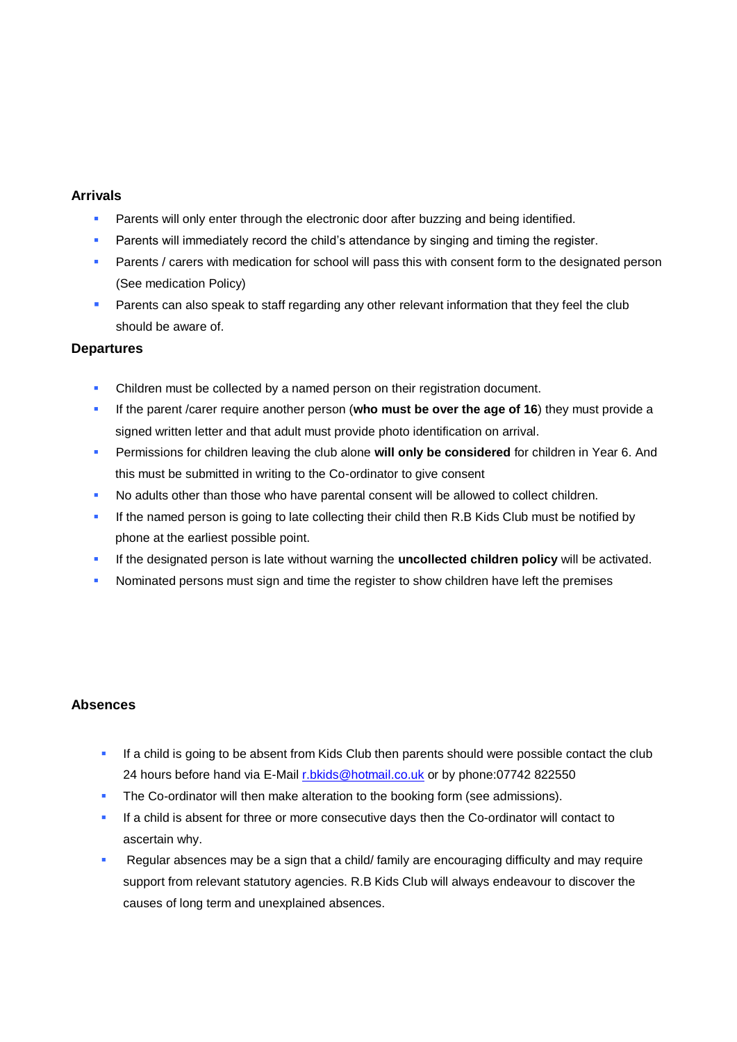### Arrivals

- Parents will only enter through the electronic door after buzzing and being identified.
- Parents will immediately record the child's attendance by singing and timing the register.
- Parents / carers with medication for school will pass this with consent form to the designated person (See medication Policy)
- Parents can also speak to staff regarding any other relevant information that they feel the club should be aware of.

### Departures

- Children must be collected by a named person on their registration document.
- If the parent /carer require another person (**who must be over the age of 16**) they must provide a signed written letter and that adult must provide photo identification on arrival.
- Permissions for children leaving the club alone **will only be considered** for children in Year 6. And this must be submitted in writing to the Co-ordinator to give consent
- No adults other than those who have parental consent will be allowed to collect children.
- If the named person is going to late collecting their child then R.B Kids Club must be notified by phone at the earliest possible point.
- If the designated person is late without warning the **uncollected children policy** will be activated.
- Nominated persons must sign and time the register to show children have left the premises

### Absences

- If a child is going to be absent from Kids Club then parents should were possible contact the club 24 hours before hand via E-Mail r.bkids@hotmail.co.uk or by phone:07742 822550
- The Co-ordinator will then make alteration to the booking form (see admissions).
- If a child is absent for three or more consecutive days then the Co-ordinator will contact to ascertain why.
- Regular absences may be a sign that a child/ family are encouraging difficulty and may require support from relevant statutory agencies. R.B Kids Club will always endeavour to discover the causes of long term and unexplained absences.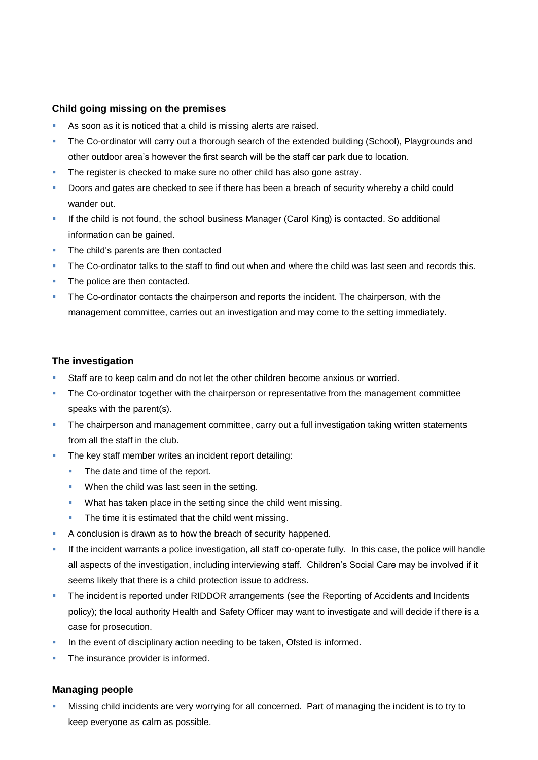### Child going missing on the premises

- As soon as it is noticed that a child is missing alerts are raised.
- The Co-ordinator will carry out a thorough search of the extended building (School), Playgrounds and other outdoor area's however the first search will be the staff car park due to location.
- The register is checked to make sure no other child has also gone astray.
- Doors and gates are checked to see if there has been a breach of security whereby a child could wander out.
- If the child is not found, the school business Manager (Carol King) is contacted. So additional information can be gained.
- The child's parents are then contacted
- The Co-ordinator talks to the staff to find out when and where the child was last seen and records this.
- The police are then contacted.
- The Co-ordinator contacts the chairperson and reports the incident. The chairperson, with the management committee, carries out an investigation and may come to the setting immediately.

### The investigation

- Staff are to keep calm and do not let the other children become anxious or worried.
- The Co-ordinator together with the chairperson or representative from the management committee speaks with the parent(s).
- The chairperson and management committee, carry out a full investigation taking written statements from all the staff in the club.
- The key staff member writes an incident report detailing:
  - The date and time of the report.
  - When the child was last seen in the setting.
  - What has taken place in the setting since the child went missing.
  - The time it is estimated that the child went missing.
- A conclusion is drawn as to how the breach of security happened.
- If the incident warrants a police investigation, all staff co-operate fully. In this case, the police will handle all aspects of the investigation, including interviewing staff. Children's Social Care may be involved if it seems likely that there is a child protection issue to address.
- The incident is reported under RIDDOR arrangements (see the Reporting of Accidents and Incidents policy); the local authority Health and Safety Officer may want to investigate and will decide if there is a case for prosecution.
- In the event of disciplinary action needing to be taken, Ofsted is informed.
- The insurance provider is informed.

### Managing people

- Missing child incidents are very worrying for all concerned. Part of managing the incident is to try to keep everyone as calm as possible.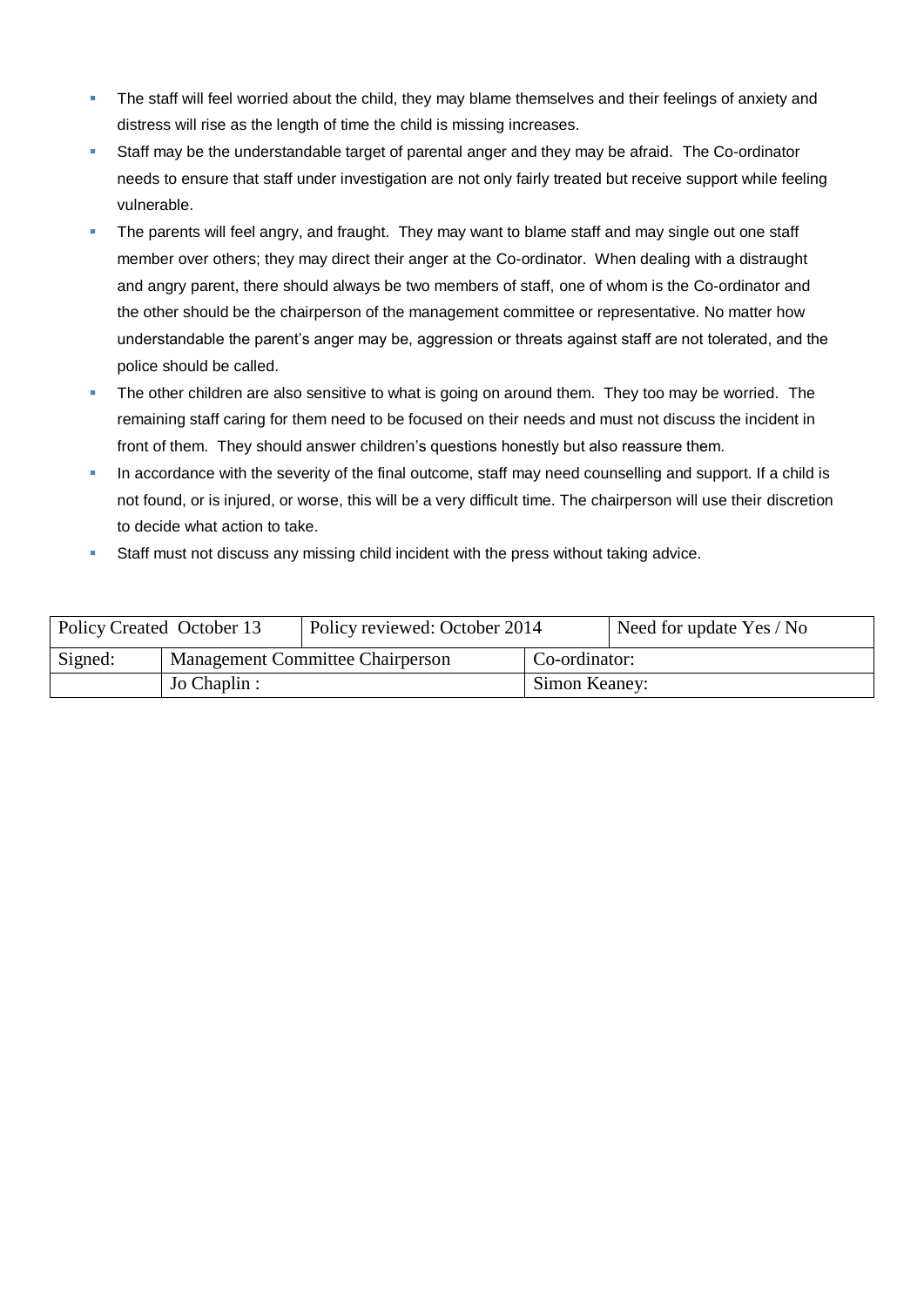- The staff will feel worried about the child, they may blame themselves and their feelings of anxiety and distress will rise as the length of time the child is missing increases.
- Staff may be the understandable target of parental anger and they may be afraid. The Co-ordinator needs to ensure that staff under investigation are not only fairly treated but receive support while feeling vulnerable.
- The parents will feel angry, and fraught. They may want to blame staff and may single out one staff member over others; they may direct their anger at the Co-ordinator. When dealing with a distraught and angry parent, there should always be two members of staff, one of whom is the Co-ordinator and the other should be the chairperson of the management committee or representative. No matter how understandable the parent's anger may be, aggression or threats against staff are not tolerated, and the police should be called.
- The other children are also sensitive to what is going on around them. They too may be worried. The remaining staff caring for them need to be focused on their needs and must not discuss the incident in front of them. They should answer children's questions honestly but also reassure them.
- In accordance with the severity of the final outcome, staff may need counselling and support. If a child is not found, or is injured, or worse, this will be a very difficult time. The chairperson will use their discretion to decide what action to take.
- Staff must not discuss any missing child incident with the press without taking advice.

| | | | |
|---|---|---|---|
| Policy Created October 13 | Policy reviewed: October 2014 | | Need for update Yes / No |
| Signed: | Management Committee Chairperson | Co-ordinator: | |
| | Jo Chaplin : | Simon Keaney: | |